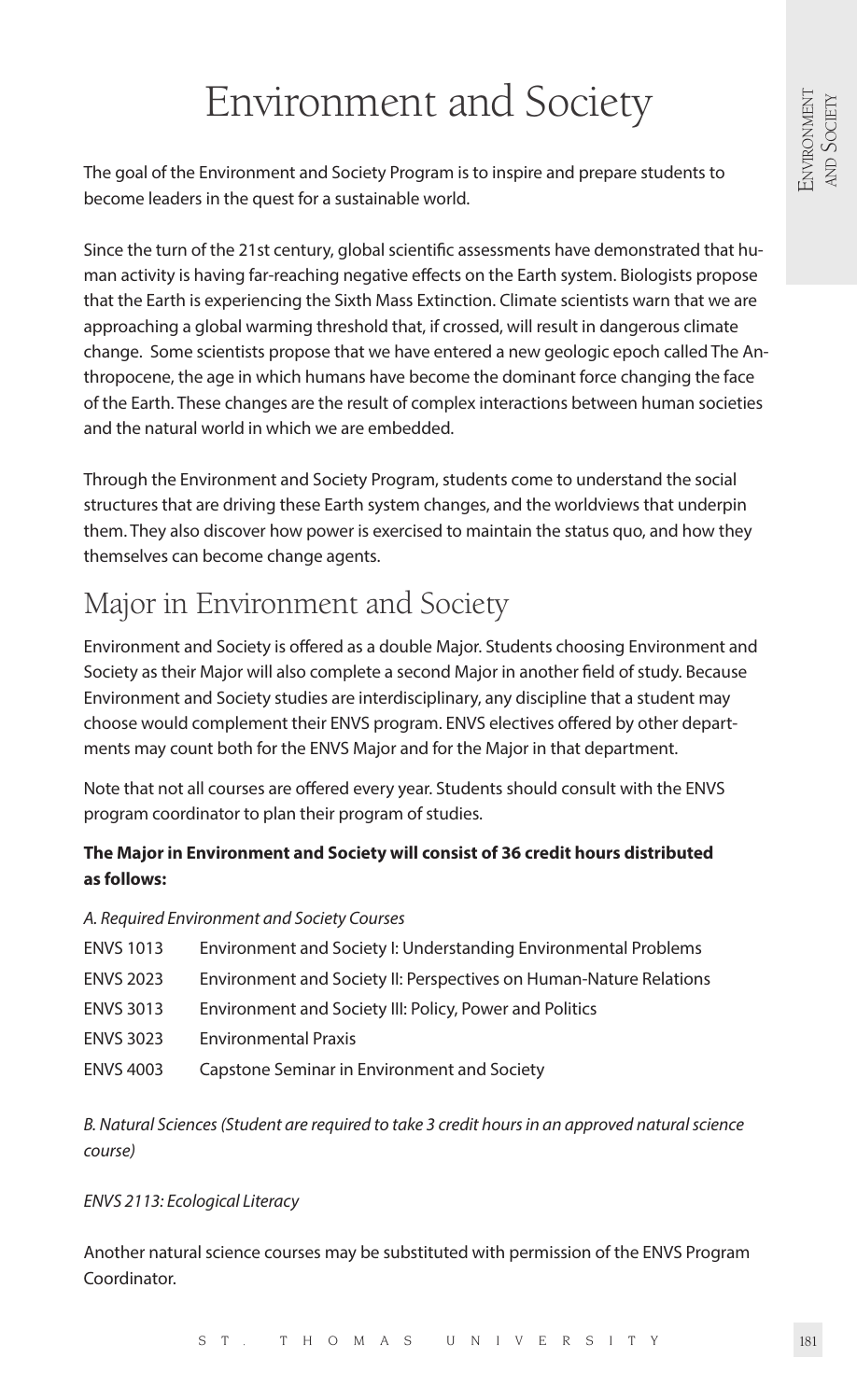# Environment and Society

The goal of the Environment and Society Program is to inspire and prepare students to become leaders in the quest for a sustainable world.

Since the turn of the 21st century, global scientific assessments have demonstrated that human activity is having far-reaching negative effects on the Earth system. Biologists propose that the Earth is experiencing the Sixth Mass Extinction. Climate scientists warn that we are approaching a global warming threshold that, if crossed, will result in dangerous climate change. Some scientists propose that we have entered a new geologic epoch called The Anthropocene, the age in which humans have become the dominant force changing the face of the Earth. These changes are the result of complex interactions between human societies and the natural world in which we are embedded.

Through the Environment and Society Program, students come to understand the social structures that are driving these Earth system changes, and the worldviews that underpin them. They also discover how power is exercised to maintain the status quo, and how they themselves can become change agents.

## Major in Environment and Society

Environment and Society is offered as a double Major. Students choosing Environment and Society as their Major will also complete a second Major in another field of study. Because Environment and Society studies are interdisciplinary, any discipline that a student may choose would complement their ENVS program. ENVS electives offered by other departments may count both for the ENVS Major and for the Major in that department.

Note that not all courses are offered every year. Students should consult with the ENVS program coordinator to plan their program of studies.

**The Major in Environment and Society will consist of 36 credit hours distributed as follows:**

*A. Required Environment and Society Courses*

| | |
|---|---|
| ENVS 1013 | Environment and Society I: Understanding Environmental Problems |
| ENVS 2023 | Environment and Society II: Perspectives on Human-Nature Relations |
| ENVS 3013 | Environment and Society III: Policy, Power and Politics |
| ENVS 3023 | Environmental Praxis |
| ENVS 4003 | Capstone Seminar in Environment and Society |

*B. Natural Sciences (Student are required to take 3 credit hours in an approved natural science course)*

*ENVS 2113: Ecological Literacy*

Another natural science courses may be substituted with permission of the ENVS Program Coordinator.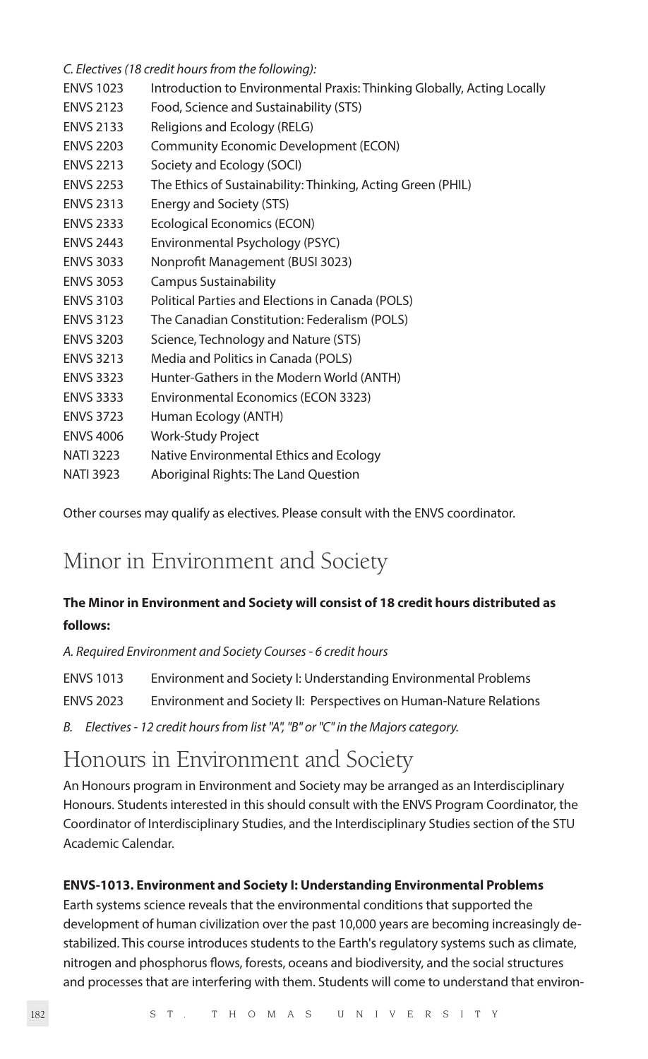*C. Electives (18 credit hours from the following):*

| | |
|---|---|
| ENVS 1023 | Introduction to Environmental Praxis: Thinking Globally, Acting Locally |
| ENVS 2123 | Food, Science and Sustainability (STS) |
| ENVS 2133 | Religions and Ecology (RELG) |
| ENVS 2203 | Community Economic Development (ECON) |
| ENVS 2213 | Society and Ecology (SOCI) |
| ENVS 2253 | The Ethics of Sustainability: Thinking, Acting Green (PHIL) |
| ENVS 2313 | Energy and Society (STS) |
| ENVS 2333 | Ecological Economics (ECON) |
| ENVS 2443 | Environmental Psychology (PSYC) |
| ENVS 3033 | Nonprofit Management (BUSI 3023) |
| ENVS 3053 | Campus Sustainability |
| ENVS 3103 | Political Parties and Elections in Canada (POLS) |
| ENVS 3123 | The Canadian Constitution: Federalism (POLS) |
| ENVS 3203 | Science, Technology and Nature (STS) |
| ENVS 3213 | Media and Politics in Canada (POLS) |
| ENVS 3323 | Hunter-Gathers in the Modern World (ANTH) |
| ENVS 3333 | Environmental Economics (ECON 3323) |
| ENVS 3723 | Human Ecology (ANTH) |
| ENVS 4006 | Work-Study Project |
| NATI 3223 | Native Environmental Ethics and Ecology |
| NATI 3923 | Aboriginal Rights: The Land Question |

Other courses may qualify as electives. Please consult with the ENVS coordinator.

# Minor in Environment and Society

**The Minor in Environment and Society will consist of 18 credit hours distributed as follows:**

*A. Required Environment and Society Courses - 6 credit hours*

| | |
|---|---|
| ENVS 1013 | Environment and Society I: Understanding Environmental Problems |
| ENVS 2023 | Environment and Society II: Perspectives on Human-Nature Relations |

*B. Electives - 12 credit hours from list "A", "B" or "C" in the Majors category.*

# Honours in Environment and Society

An Honours program in Environment and Society may be arranged as an Interdisciplinary Honours. Students interested in this should consult with the ENVS Program Coordinator, the Coordinator of Interdisciplinary Studies, and the Interdisciplinary Studies section of the STU Academic Calendar.

**ENVS-1013. Environment and Society I: Understanding Environmental Problems**

Earth systems science reveals that the environmental conditions that supported the development of human civilization over the past 10,000 years are becoming increasingly de-stabilized. This course introduces students to the Earth's regulatory systems such as climate, nitrogen and phosphorus flows, forests, oceans and biodiversity, and the social structures and processes that are interfering with them. Students will come to understand that environ-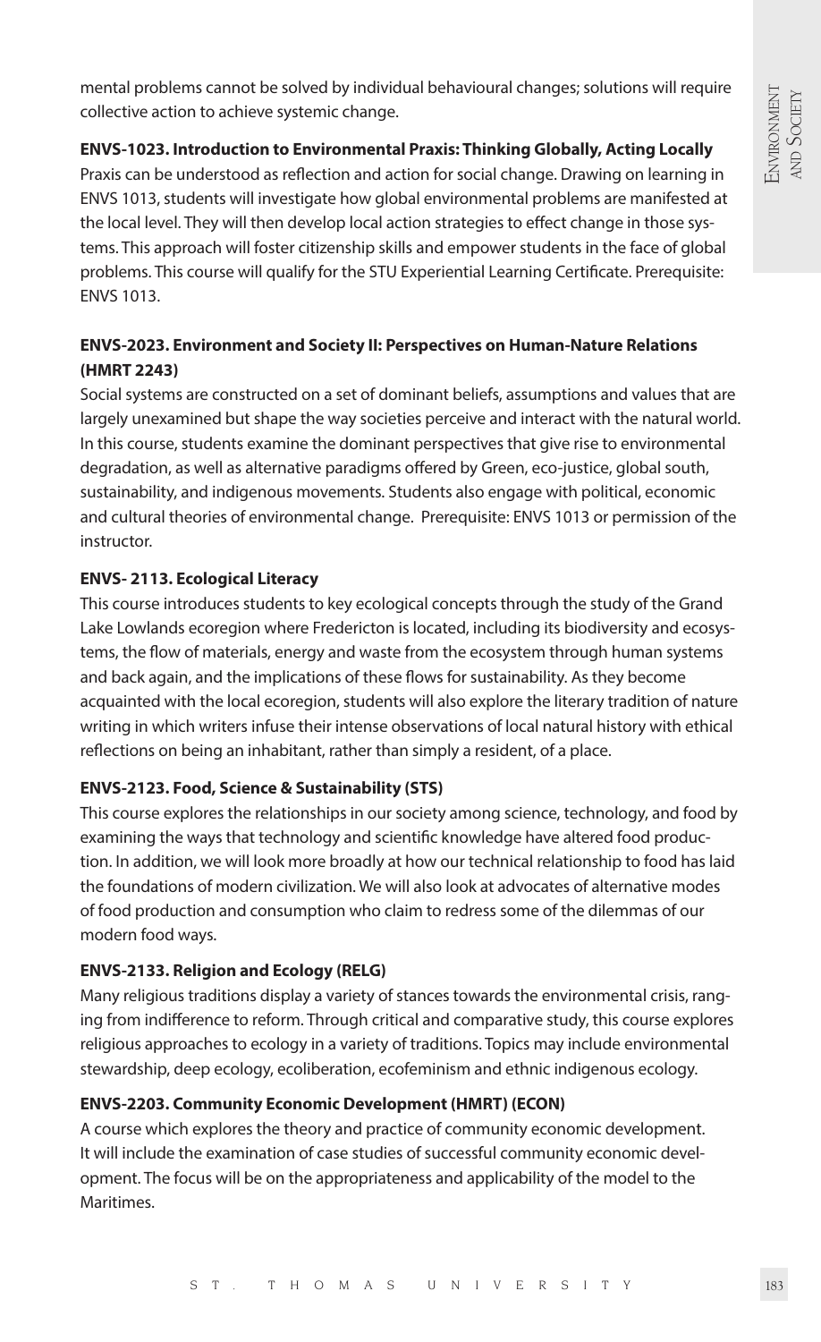mental problems cannot be solved by individual behavioural changes; solutions will require collective action to achieve systemic change.

**ENVS-1023. Introduction to Environmental Praxis: Thinking Globally, Acting Locally**
Praxis can be understood as reflection and action for social change. Drawing on learning in ENVS 1013, students will investigate how global environmental problems are manifested at the local level. They will then develop local action strategies to effect change in those systems. This approach will foster citizenship skills and empower students in the face of global problems. This course will qualify for the STU Experiential Learning Certificate. Prerequisite: ENVS 1013.

**ENVS-2023. Environment and Society II: Perspectives on Human-Nature Relations (HMRT 2243)**
Social systems are constructed on a set of dominant beliefs, assumptions and values that are largely unexamined but shape the way societies perceive and interact with the natural world. In this course, students examine the dominant perspectives that give rise to environmental degradation, as well as alternative paradigms offered by Green, eco-justice, global south, sustainability, and indigenous movements. Students also engage with political, economic and cultural theories of environmental change. Prerequisite: ENVS 1013 or permission of the instructor.

**ENVS- 2113. Ecological Literacy**
This course introduces students to key ecological concepts through the study of the Grand Lake Lowlands ecoregion where Fredericton is located, including its biodiversity and ecosystems, the flow of materials, energy and waste from the ecosystem through human systems and back again, and the implications of these flows for sustainability. As they become acquainted with the local ecoregion, students will also explore the literary tradition of nature writing in which writers infuse their intense observations of local natural history with ethical reflections on being an inhabitant, rather than simply a resident, of a place.

**ENVS-2123. Food, Science & Sustainability (STS)**
This course explores the relationships in our society among science, technology, and food by examining the ways that technology and scientific knowledge have altered food production. In addition, we will look more broadly at how our technical relationship to food has laid the foundations of modern civilization. We will also look at advocates of alternative modes of food production and consumption who claim to redress some of the dilemmas of our modern food ways.

**ENVS-2133. Religion and Ecology (RELG)**
Many religious traditions display a variety of stances towards the environmental crisis, ranging from indifference to reform. Through critical and comparative study, this course explores religious approaches to ecology in a variety of traditions. Topics may include environmental stewardship, deep ecology, ecoliberation, ecofeminism and ethnic indigenous ecology.

**ENVS-2203. Community Economic Development (HMRT) (ECON)**
A course which explores the theory and practice of community economic development. It will include the examination of case studies of successful community economic development. The focus will be on the appropriateness and applicability of the model to the Maritimes.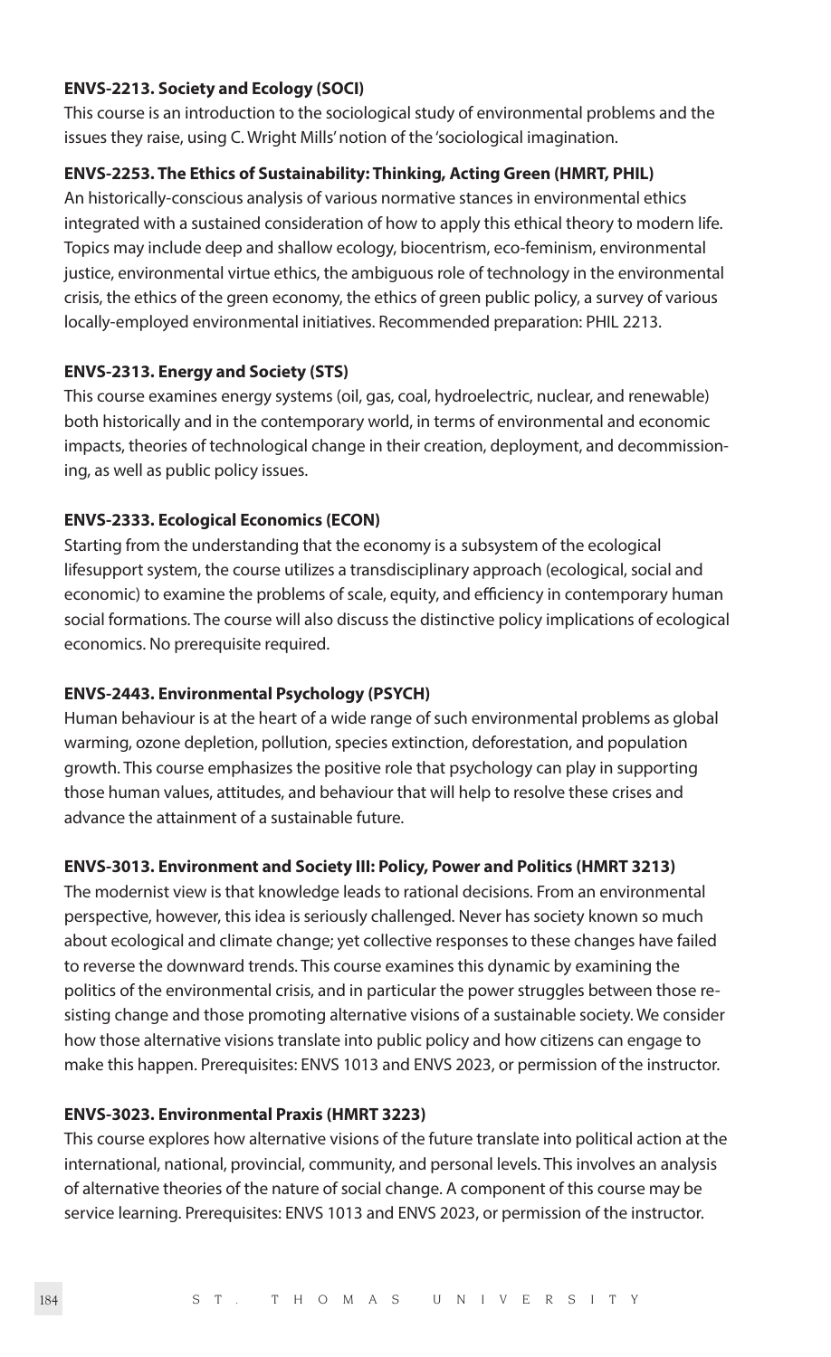**ENVS-2213. Society and Ecology (SOCI)**

This course is an introduction to the sociological study of environmental problems and the issues they raise, using C. Wright Mills' notion of the 'sociological imagination.

**ENVS-2253. The Ethics of Sustainability: Thinking, Acting Green (HMRT, PHIL)**

An historically-conscious analysis of various normative stances in environmental ethics integrated with a sustained consideration of how to apply this ethical theory to modern life. Topics may include deep and shallow ecology, biocentrism, eco-feminism, environmental justice, environmental virtue ethics, the ambiguous role of technology in the environmental crisis, the ethics of the green economy, the ethics of green public policy, a survey of various locally-employed environmental initiatives. Recommended preparation: PHIL 2213.

**ENVS-2313. Energy and Society (STS)**

This course examines energy systems (oil, gas, coal, hydroelectric, nuclear, and renewable) both historically and in the contemporary world, in terms of environmental and economic impacts, theories of technological change in their creation, deployment, and decommissioning, as well as public policy issues.

**ENVS-2333. Ecological Economics (ECON)**

Starting from the understanding that the economy is a subsystem of the ecological lifesupport system, the course utilizes a transdisciplinary approach (ecological, social and economic) to examine the problems of scale, equity, and efficiency in contemporary human social formations. The course will also discuss the distinctive policy implications of ecological economics. No prerequisite required.

**ENVS-2443. Environmental Psychology (PSYCH)**

Human behaviour is at the heart of a wide range of such environmental problems as global warming, ozone depletion, pollution, species extinction, deforestation, and population growth. This course emphasizes the positive role that psychology can play in supporting those human values, attitudes, and behaviour that will help to resolve these crises and advance the attainment of a sustainable future.

**ENVS-3013. Environment and Society III: Policy, Power and Politics (HMRT 3213)**

The modernist view is that knowledge leads to rational decisions. From an environmental perspective, however, this idea is seriously challenged. Never has society known so much about ecological and climate change; yet collective responses to these changes have failed to reverse the downward trends. This course examines this dynamic by examining the politics of the environmental crisis, and in particular the power struggles between those resisting change and those promoting alternative visions of a sustainable society. We consider how those alternative visions translate into public policy and how citizens can engage to make this happen. Prerequisites: ENVS 1013 and ENVS 2023, or permission of the instructor.

**ENVS-3023. Environmental Praxis (HMRT 3223)**

This course explores how alternative visions of the future translate into political action at the international, national, provincial, community, and personal levels. This involves an analysis of alternative theories of the nature of social change. A component of this course may be service learning. Prerequisites: ENVS 1013 and ENVS 2023, or permission of the instructor.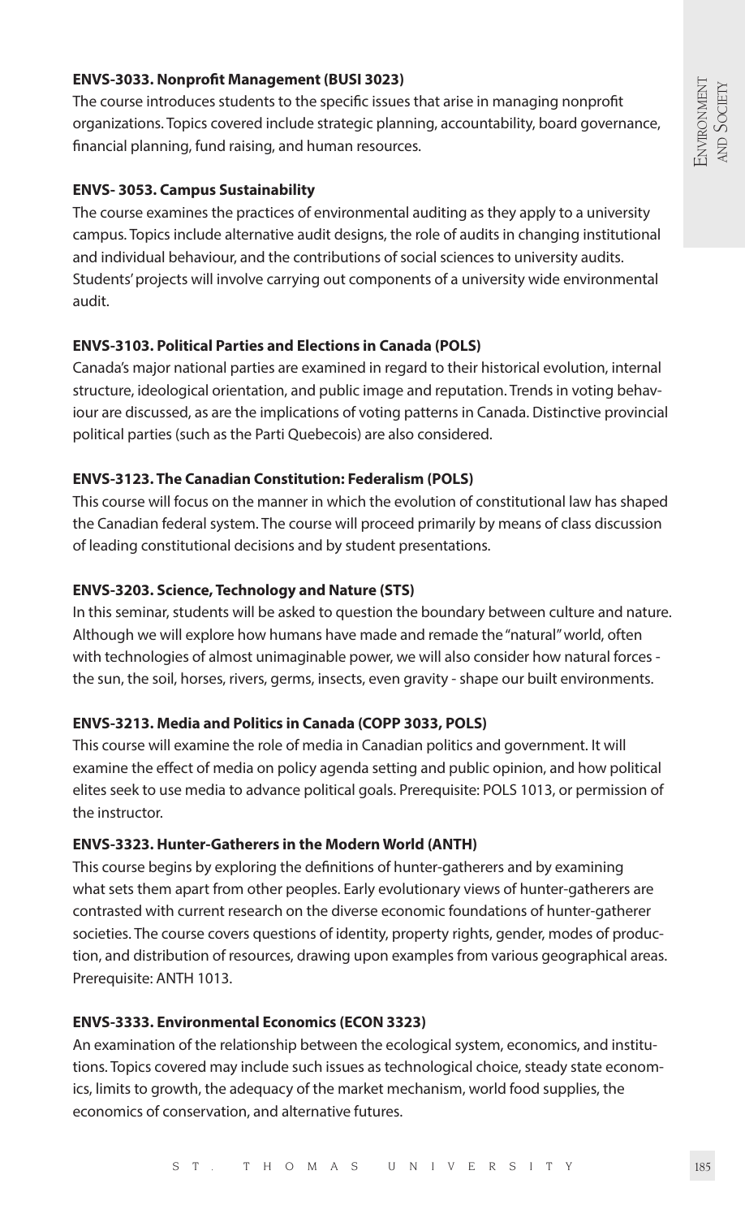**ENVS-3033. Nonprofit Management (BUSI 3023)**

The course introduces students to the specific issues that arise in managing nonprofit organizations. Topics covered include strategic planning, accountability, board governance, financial planning, fund raising, and human resources.

**ENVS- 3053. Campus Sustainability**

The course examines the practices of environmental auditing as they apply to a university campus. Topics include alternative audit designs, the role of audits in changing institutional and individual behaviour, and the contributions of social sciences to university audits. Students' projects will involve carrying out components of a university wide environmental audit.

**ENVS-3103. Political Parties and Elections in Canada (POLS)**

Canada's major national parties are examined in regard to their historical evolution, internal structure, ideological orientation, and public image and reputation. Trends in voting behaviour are discussed, as are the implications of voting patterns in Canada. Distinctive provincial political parties (such as the Parti Quebecois) are also considered.

**ENVS-3123. The Canadian Constitution: Federalism (POLS)**

This course will focus on the manner in which the evolution of constitutional law has shaped the Canadian federal system. The course will proceed primarily by means of class discussion of leading constitutional decisions and by student presentations.

**ENVS-3203. Science, Technology and Nature (STS)**

In this seminar, students will be asked to question the boundary between culture and nature. Although we will explore how humans have made and remade the "natural" world, often with technologies of almost unimaginable power, we will also consider how natural forces - the sun, the soil, horses, rivers, germs, insects, even gravity - shape our built environments.

**ENVS-3213. Media and Politics in Canada (COPP 3033, POLS)**

This course will examine the role of media in Canadian politics and government. It will examine the effect of media on policy agenda setting and public opinion, and how political elites seek to use media to advance political goals. Prerequisite: POLS 1013, or permission of the instructor.

**ENVS-3323. Hunter-Gatherers in the Modern World (ANTH)**

This course begins by exploring the definitions of hunter-gatherers and by examining what sets them apart from other peoples. Early evolutionary views of hunter-gatherers are contrasted with current research on the diverse economic foundations of hunter-gatherer societies. The course covers questions of identity, property rights, gender, modes of production, and distribution of resources, drawing upon examples from various geographical areas. Prerequisite: ANTH 1013.

**ENVS-3333. Environmental Economics (ECON 3323)**

An examination of the relationship between the ecological system, economics, and institutions. Topics covered may include such issues as technological choice, steady state economics, limits to growth, the adequacy of the market mechanism, world food supplies, the economics of conservation, and alternative futures.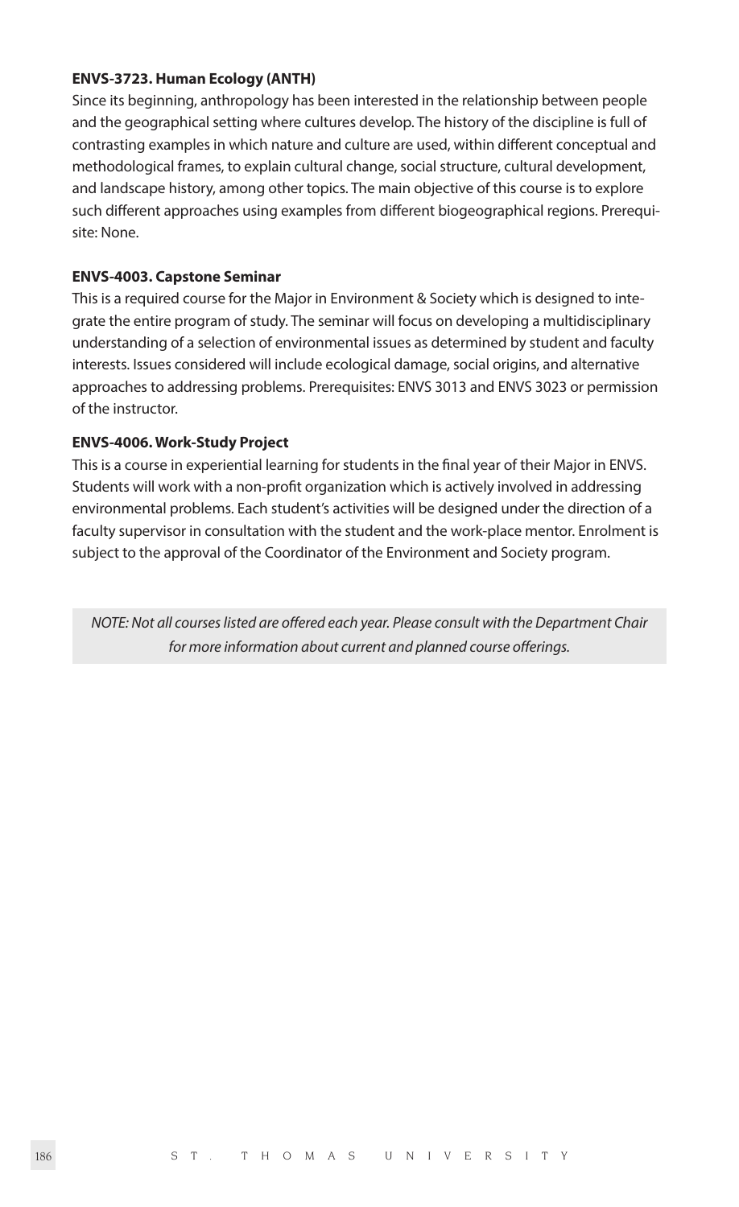**ENVS-3723. Human Ecology (ANTH)**

Since its beginning, anthropology has been interested in the relationship between people and the geographical setting where cultures develop. The history of the discipline is full of contrasting examples in which nature and culture are used, within different conceptual and methodological frames, to explain cultural change, social structure, cultural development, and landscape history, among other topics. The main objective of this course is to explore such different approaches using examples from different biogeographical regions. Prerequisite: None.

**ENVS-4003. Capstone Seminar**

This is a required course for the Major in Environment & Society which is designed to integrate the entire program of study. The seminar will focus on developing a multidisciplinary understanding of a selection of environmental issues as determined by student and faculty interests. Issues considered will include ecological damage, social origins, and alternative approaches to addressing problems. Prerequisites: ENVS 3013 and ENVS 3023 or permission of the instructor.

**ENVS-4006. Work-Study Project**

This is a course in experiential learning for students in the final year of their Major in ENVS. Students will work with a non-profit organization which is actively involved in addressing environmental problems. Each student's activities will be designed under the direction of a faculty supervisor in consultation with the student and the work-place mentor. Enrolment is subject to the approval of the Coordinator of the Environment and Society program.

*NOTE: Not all courses listed are offered each year. Please consult with the Department Chair for more information about current and planned course offerings.*